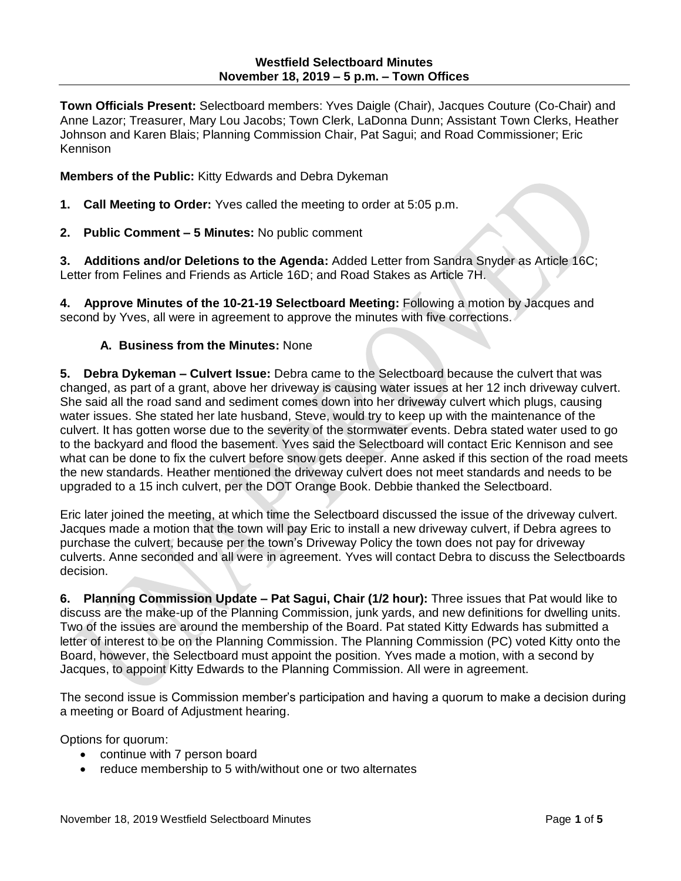**Westfield Selectboard Minutes**
**November 18, 2019 – 5 p.m. – Town Offices**

**Town Officials Present:** Selectboard members: Yves Daigle (Chair), Jacques Couture (Co-Chair) and Anne Lazor; Treasurer, Mary Lou Jacobs; Town Clerk, LaDonna Dunn; Assistant Town Clerks, Heather Johnson and Karen Blais; Planning Commission Chair, Pat Sagui; and Road Commissioner; Eric Kennison

**Members of the Public:** Kitty Edwards and Debra Dykeman

**1. Call Meeting to Order:** Yves called the meeting to order at 5:05 p.m.

**2. Public Comment – 5 Minutes:** No public comment

**3. Additions and/or Deletions to the Agenda:** Added Letter from Sandra Snyder as Article 16C; Letter from Felines and Friends as Article 16D; and Road Stakes as Article 7H.

**4. Approve Minutes of the 10-21-19 Selectboard Meeting:** Following a motion by Jacques and second by Yves, all were in agreement to approve the minutes with five corrections.

**A. Business from the Minutes:** None

**5. Debra Dykeman – Culvert Issue:** Debra came to the Selectboard because the culvert that was changed, as part of a grant, above her driveway is causing water issues at her 12 inch driveway culvert. She said all the road sand and sediment comes down into her driveway culvert which plugs, causing water issues. She stated her late husband, Steve, would try to keep up with the maintenance of the culvert. It has gotten worse due to the severity of the stormwater events. Debra stated water used to go to the backyard and flood the basement. Yves said the Selectboard will contact Eric Kennison and see what can be done to fix the culvert before snow gets deeper. Anne asked if this section of the road meets the new standards. Heather mentioned the driveway culvert does not meet standards and needs to be upgraded to a 15 inch culvert, per the DOT Orange Book. Debbie thanked the Selectboard.

Eric later joined the meeting, at which time the Selectboard discussed the issue of the driveway culvert. Jacques made a motion that the town will pay Eric to install a new driveway culvert, if Debra agrees to purchase the culvert, because per the town's Driveway Policy the town does not pay for driveway culverts. Anne seconded and all were in agreement. Yves will contact Debra to discuss the Selectboards decision.

**6. Planning Commission Update – Pat Sagui, Chair (1/2 hour):** Three issues that Pat would like to discuss are the make-up of the Planning Commission, junk yards, and new definitions for dwelling units. Two of the issues are around the membership of the Board. Pat stated Kitty Edwards has submitted a letter of interest to be on the Planning Commission. The Planning Commission (PC) voted Kitty onto the Board, however, the Selectboard must appoint the position. Yves made a motion, with a second by Jacques, to appoint Kitty Edwards to the Planning Commission. All were in agreement.

The second issue is Commission member's participation and having a quorum to make a decision during a meeting or Board of Adjustment hearing.

Options for quorum:

- continue with 7 person board
- reduce membership to 5 with/without one or two alternates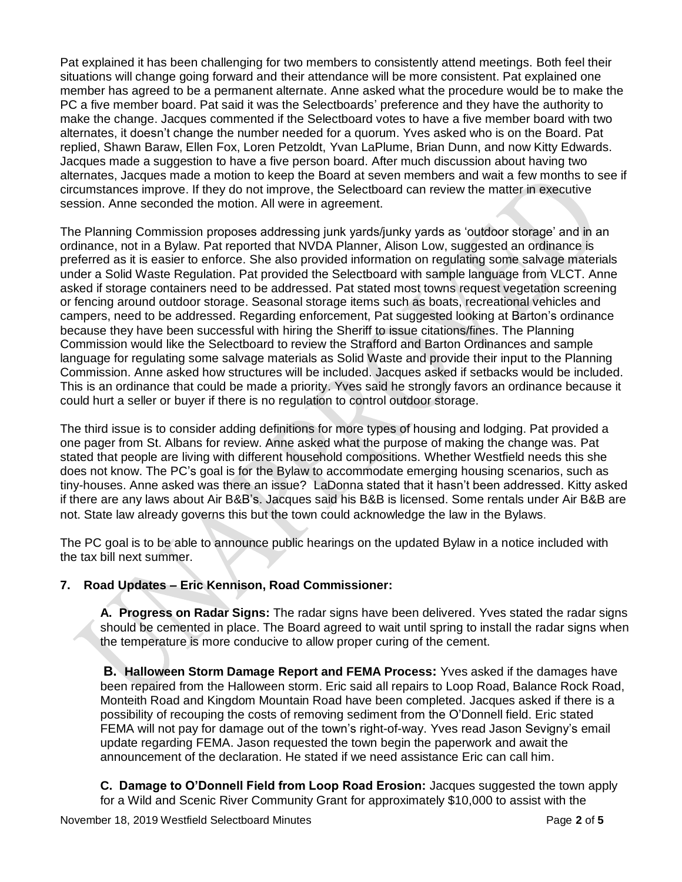Pat explained it has been challenging for two members to consistently attend meetings. Both feel their situations will change going forward and their attendance will be more consistent. Pat explained one member has agreed to be a permanent alternate. Anne asked what the procedure would be to make the PC a five member board. Pat said it was the Selectboards' preference and they have the authority to make the change. Jacques commented if the Selectboard votes to have a five member board with two alternates, it doesn't change the number needed for a quorum. Yves asked who is on the Board. Pat replied, Shawn Baraw, Ellen Fox, Loren Petzoldt, Yvan LaPlume, Brian Dunn, and now Kitty Edwards. Jacques made a suggestion to have a five person board. After much discussion about having two alternates, Jacques made a motion to keep the Board at seven members and wait a few months to see if circumstances improve. If they do not improve, the Selectboard can review the matter in executive session. Anne seconded the motion. All were in agreement.

The Planning Commission proposes addressing junk yards/junky yards as 'outdoor storage' and in an ordinance, not in a Bylaw. Pat reported that NVDA Planner, Alison Low, suggested an ordinance is preferred as it is easier to enforce. She also provided information on regulating some salvage materials under a Solid Waste Regulation. Pat provided the Selectboard with sample language from VLCT. Anne asked if storage containers need to be addressed. Pat stated most towns request vegetation screening or fencing around outdoor storage. Seasonal storage items such as boats, recreational vehicles and campers, need to be addressed. Regarding enforcement, Pat suggested looking at Barton's ordinance because they have been successful with hiring the Sheriff to issue citations/fines. The Planning Commission would like the Selectboard to review the Strafford and Barton Ordinances and sample language for regulating some salvage materials as Solid Waste and provide their input to the Planning Commission. Anne asked how structures will be included. Jacques asked if setbacks would be included. This is an ordinance that could be made a priority. Yves said he strongly favors an ordinance because it could hurt a seller or buyer if there is no regulation to control outdoor storage.

The third issue is to consider adding definitions for more types of housing and lodging. Pat provided a one pager from St. Albans for review. Anne asked what the purpose of making the change was. Pat stated that people are living with different household compositions. Whether Westfield needs this she does not know. The PC's goal is for the Bylaw to accommodate emerging housing scenarios, such as tiny-houses. Anne asked was there an issue? LaDonna stated that it hasn't been addressed. Kitty asked if there are any laws about Air B&B's. Jacques said his B&B is licensed. Some rentals under Air B&B are not. State law already governs this but the town could acknowledge the law in the Bylaws.

The PC goal is to be able to announce public hearings on the updated Bylaw in a notice included with the tax bill next summer.

## 7. Road Updates – Eric Kennison, Road Commissioner:

**A. Progress on Radar Signs:** The radar signs have been delivered. Yves stated the radar signs should be cemented in place. The Board agreed to wait until spring to install the radar signs when the temperature is more conducive to allow proper curing of the cement.

**B. Halloween Storm Damage Report and FEMA Process:** Yves asked if the damages have been repaired from the Halloween storm. Eric said all repairs to Loop Road, Balance Rock Road, Monteith Road and Kingdom Mountain Road have been completed. Jacques asked if there is a possibility of recouping the costs of removing sediment from the O'Donnell field. Eric stated FEMA will not pay for damage out of the town's right-of-way. Yves read Jason Sevigny's email update regarding FEMA. Jason requested the town begin the paperwork and await the announcement of the declaration. He stated if we need assistance Eric can call him.

**C. Damage to O'Donnell Field from Loop Road Erosion:** Jacques suggested the town apply for a Wild and Scenic River Community Grant for approximately $10,000 to assist with the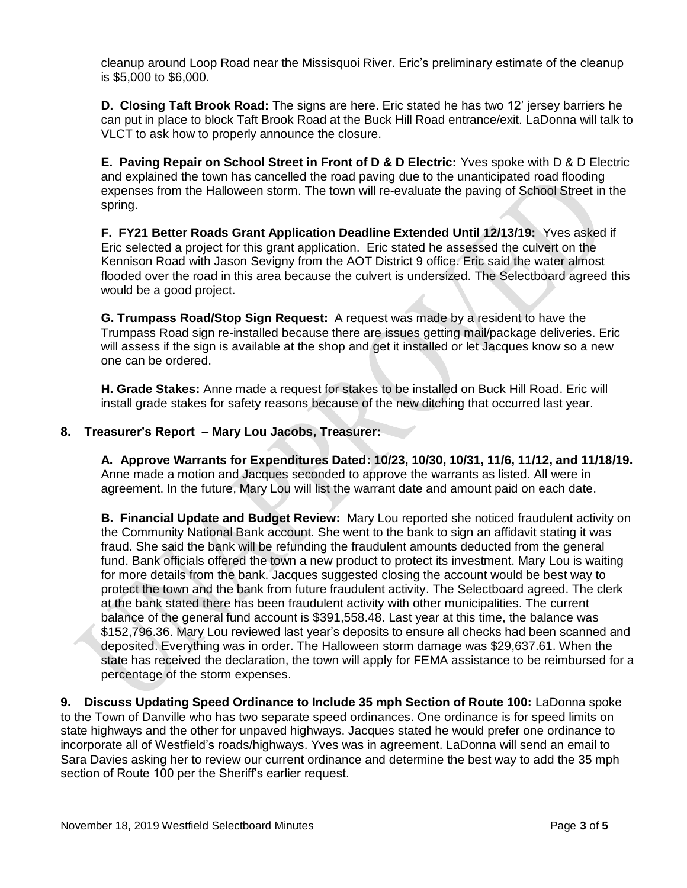cleanup around Loop Road near the Missisquoi River. Eric's preliminary estimate of the cleanup is $5,000 to $6,000.

**D. Closing Taft Brook Road:** The signs are here. Eric stated he has two 12' jersey barriers he can put in place to block Taft Brook Road at the Buck Hill Road entrance/exit. LaDonna will talk to VLCT to ask how to properly announce the closure.

**E. Paving Repair on School Street in Front of D & D Electric:** Yves spoke with D & D Electric and explained the town has cancelled the road paving due to the unanticipated road flooding expenses from the Halloween storm. The town will re-evaluate the paving of School Street in the spring.

**F. FY21 Better Roads Grant Application Deadline Extended Until 12/13/19:** Yves asked if Eric selected a project for this grant application. Eric stated he assessed the culvert on the Kennison Road with Jason Sevigny from the AOT District 9 office. Eric said the water almost flooded over the road in this area because the culvert is undersized. The Selectboard agreed this would be a good project.

**G. Trumpass Road/Stop Sign Request:** A request was made by a resident to have the Trumpass Road sign re-installed because there are issues getting mail/package deliveries. Eric will assess if the sign is available at the shop and get it installed or let Jacques know so a new one can be ordered.

**H. Grade Stakes:** Anne made a request for stakes to be installed on Buck Hill Road. Eric will install grade stakes for safety reasons because of the new ditching that occurred last year.

## 8. Treasurer's Report – Mary Lou Jacobs, Treasurer:

**A. Approve Warrants for Expenditures Dated: 10/23, 10/30, 10/31, 11/6, 11/12, and 11/18/19.** Anne made a motion and Jacques seconded to approve the warrants as listed. All were in agreement. In the future, Mary Lou will list the warrant date and amount paid on each date.

**B. Financial Update and Budget Review:** Mary Lou reported she noticed fraudulent activity on the Community National Bank account. She went to the bank to sign an affidavit stating it was fraud. She said the bank will be refunding the fraudulent amounts deducted from the general fund. Bank officials offered the town a new product to protect its investment. Mary Lou is waiting for more details from the bank. Jacques suggested closing the account would be best way to protect the town and the bank from future fraudulent activity. The Selectboard agreed. The clerk at the bank stated there has been fraudulent activity with other municipalities. The current balance of the general fund account is $391,558.48. Last year at this time, the balance was $152,796.36. Mary Lou reviewed last year's deposits to ensure all checks had been scanned and deposited. Everything was in order. The Halloween storm damage was $29,637.61. When the state has received the declaration, the town will apply for FEMA assistance to be reimbursed for a percentage of the storm expenses.

**9. Discuss Updating Speed Ordinance to Include 35 mph Section of Route 100:** LaDonna spoke to the Town of Danville who has two separate speed ordinances. One ordinance is for speed limits on state highways and the other for unpaved highways. Jacques stated he would prefer one ordinance to incorporate all of Westfield's roads/highways. Yves was in agreement. LaDonna will send an email to Sara Davies asking her to review our current ordinance and determine the best way to add the 35 mph section of Route 100 per the Sheriff's earlier request.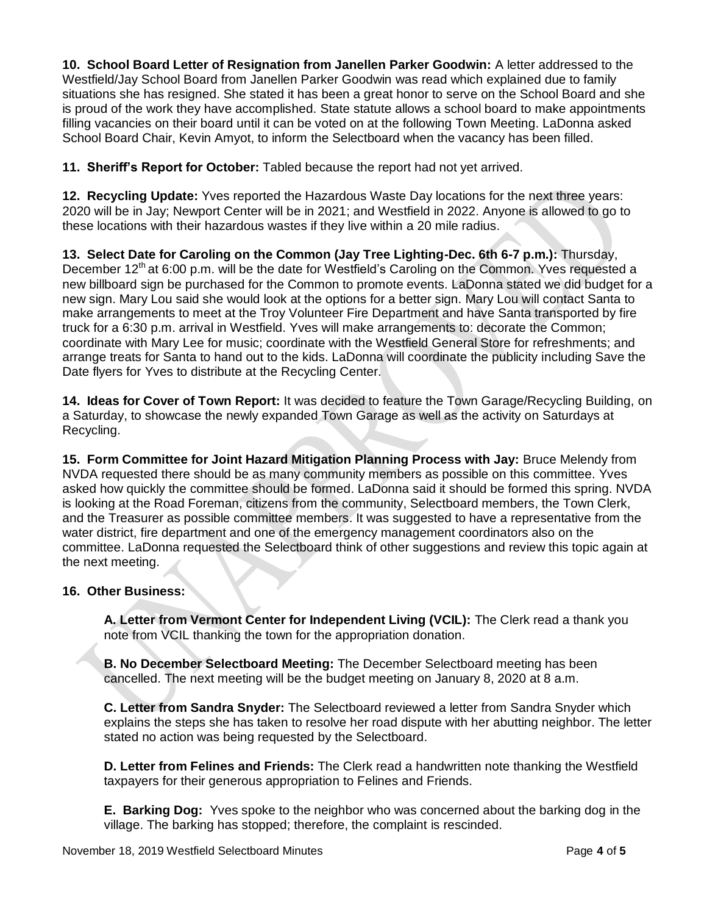**10. School Board Letter of Resignation from Janellen Parker Goodwin:** A letter addressed to the Westfield/Jay School Board from Janellen Parker Goodwin was read which explained due to family situations she has resigned. She stated it has been a great honor to serve on the School Board and she is proud of the work they have accomplished. State statute allows a school board to make appointments filling vacancies on their board until it can be voted on at the following Town Meeting. LaDonna asked School Board Chair, Kevin Amyot, to inform the Selectboard when the vacancy has been filled.

**11. Sheriff's Report for October:** Tabled because the report had not yet arrived.

**12. Recycling Update:** Yves reported the Hazardous Waste Day locations for the next three years: 2020 will be in Jay; Newport Center will be in 2021; and Westfield in 2022. Anyone is allowed to go to these locations with their hazardous wastes if they live within a 20 mile radius.

**13. Select Date for Caroling on the Common (Jay Tree Lighting-Dec. 6th 6-7 p.m.):** Thursday, December 12th at 6:00 p.m. will be the date for Westfield's Caroling on the Common. Yves requested a new billboard sign be purchased for the Common to promote events. LaDonna stated we did budget for a new sign. Mary Lou said she would look at the options for a better sign. Mary Lou will contact Santa to make arrangements to meet at the Troy Volunteer Fire Department and have Santa transported by fire truck for a 6:30 p.m. arrival in Westfield. Yves will make arrangements to: decorate the Common; coordinate with Mary Lee for music; coordinate with the Westfield General Store for refreshments; and arrange treats for Santa to hand out to the kids. LaDonna will coordinate the publicity including Save the Date flyers for Yves to distribute at the Recycling Center.

**14. Ideas for Cover of Town Report:** It was decided to feature the Town Garage/Recycling Building, on a Saturday, to showcase the newly expanded Town Garage as well as the activity on Saturdays at Recycling.

**15. Form Committee for Joint Hazard Mitigation Planning Process with Jay:** Bruce Melendy from NVDA requested there should be as many community members as possible on this committee. Yves asked how quickly the committee should be formed. LaDonna said it should be formed this spring. NVDA is looking at the Road Foreman, citizens from the community, Selectboard members, the Town Clerk, and the Treasurer as possible committee members. It was suggested to have a representative from the water district, fire department and one of the emergency management coordinators also on the committee. LaDonna requested the Selectboard think of other suggestions and review this topic again at the next meeting.

**16. Other Business:**

**A. Letter from Vermont Center for Independent Living (VCIL):** The Clerk read a thank you note from VCIL thanking the town for the appropriation donation.

**B. No December Selectboard Meeting:** The December Selectboard meeting has been cancelled. The next meeting will be the budget meeting on January 8, 2020 at 8 a.m.

**C. Letter from Sandra Snyder:** The Selectboard reviewed a letter from Sandra Snyder which explains the steps she has taken to resolve her road dispute with her abutting neighbor. The letter stated no action was being requested by the Selectboard.

**D. Letter from Felines and Friends:** The Clerk read a handwritten note thanking the Westfield taxpayers for their generous appropriation to Felines and Friends.

**E. Barking Dog:** Yves spoke to the neighbor who was concerned about the barking dog in the village. The barking has stopped; therefore, the complaint is rescinded.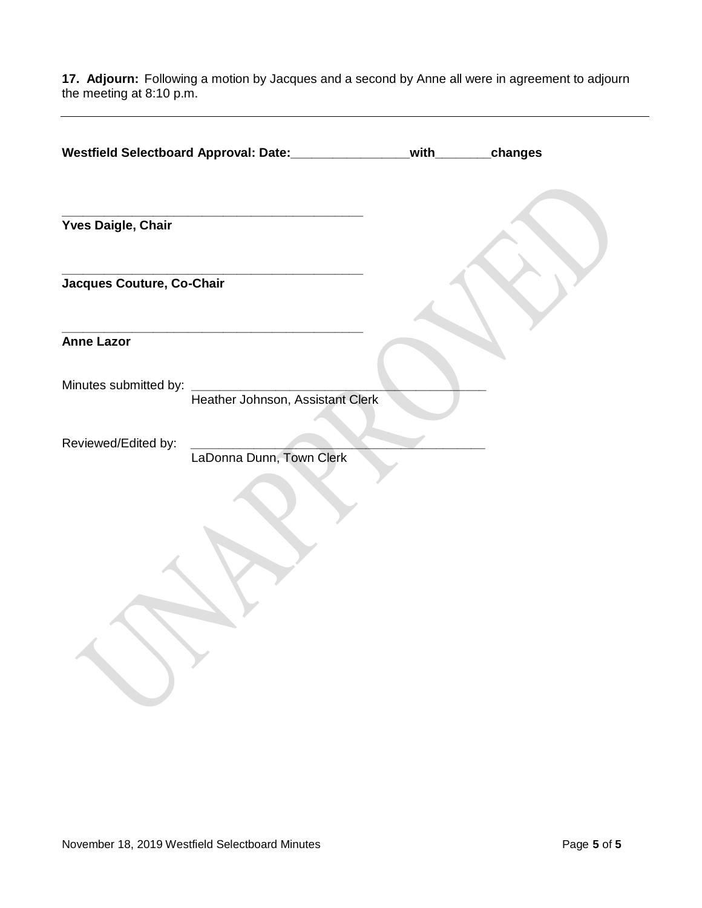**17. Adjourn:** Following a motion by Jacques and a second by Anne all were in agreement to adjourn the meeting at 8:10 p.m.

---

**Westfield Selectboard Approval: Date:_________________with________changes**

_____________________________________________

**Yves Daigle, Chair**

_____________________________________________

**Jacques Couture, Co-Chair**

_____________________________________________

**Anne Lazor**

Minutes submitted by: _____________________________________________
Heather Johnson, Assistant Clerk

Reviewed/Edited by: _____________________________________________
LaDonna Dunn, Town Clerk

UNAPPROVED